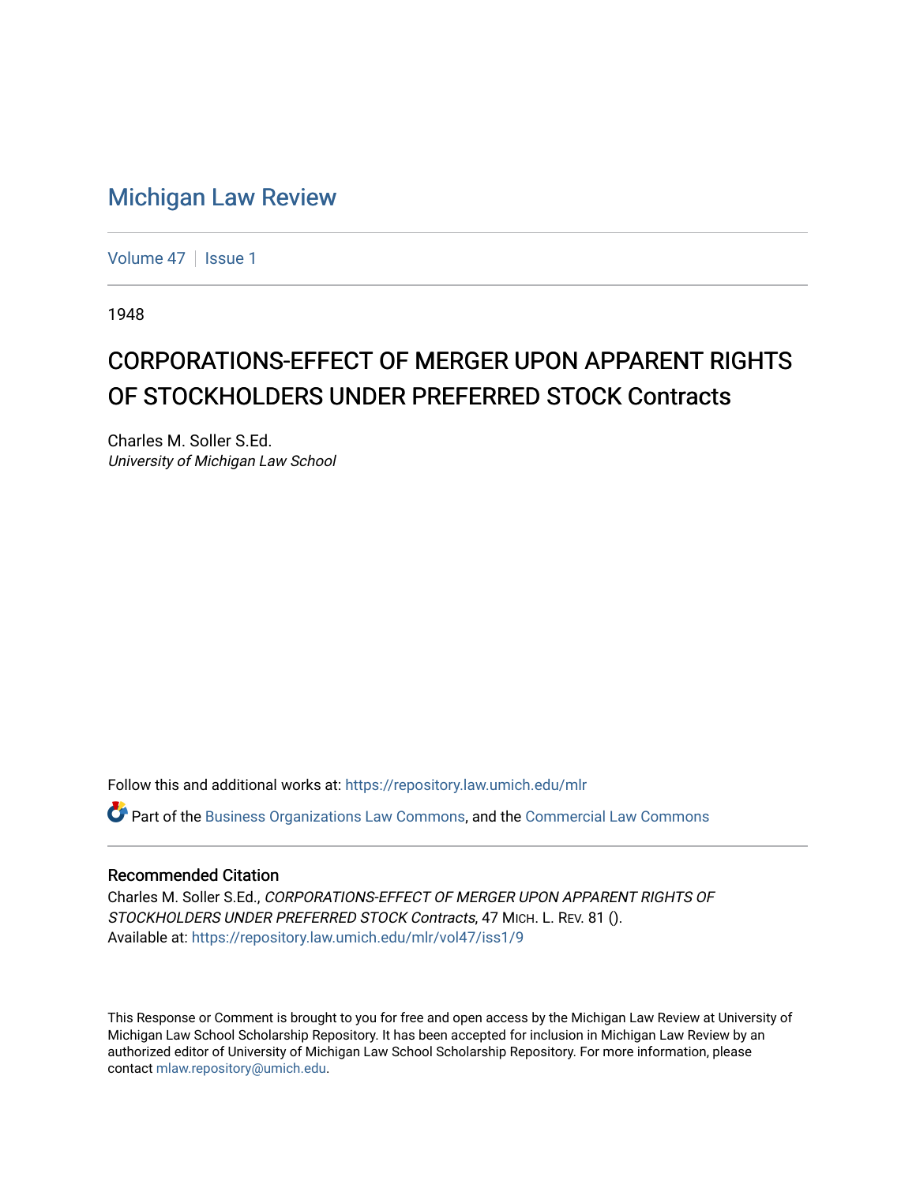# Michigan Law Review

Volume 47 | Issue 1

1948

## CORPORATIONS-EFFECT OF MERGER UPON APPARENT RIGHTS OF STOCKHOLDERS UNDER PREFERRED STOCK Contracts

Charles M. Soller S.Ed.
*University of Michigan Law School*

Follow this and additional works at: https://repository.law.umich.edu/mlr

Part of the Business Organizations Law Commons, and the Commercial Law Commons

### Recommended Citation

Charles M. Soller S.Ed., *CORPORATIONS-EFFECT OF MERGER UPON APPARENT RIGHTS OF STOCKHOLDERS UNDER PREFERRED STOCK Contracts*, 47 MICH. L. REV. 81 ().
Available at: https://repository.law.umich.edu/mlr/vol47/iss1/9

This Response or Comment is brought to you for free and open access by the Michigan Law Review at University of Michigan Law School Scholarship Repository. It has been accepted for inclusion in Michigan Law Review by an authorized editor of University of Michigan Law School Scholarship Repository. For more information, please contact mlaw.repository@umich.edu.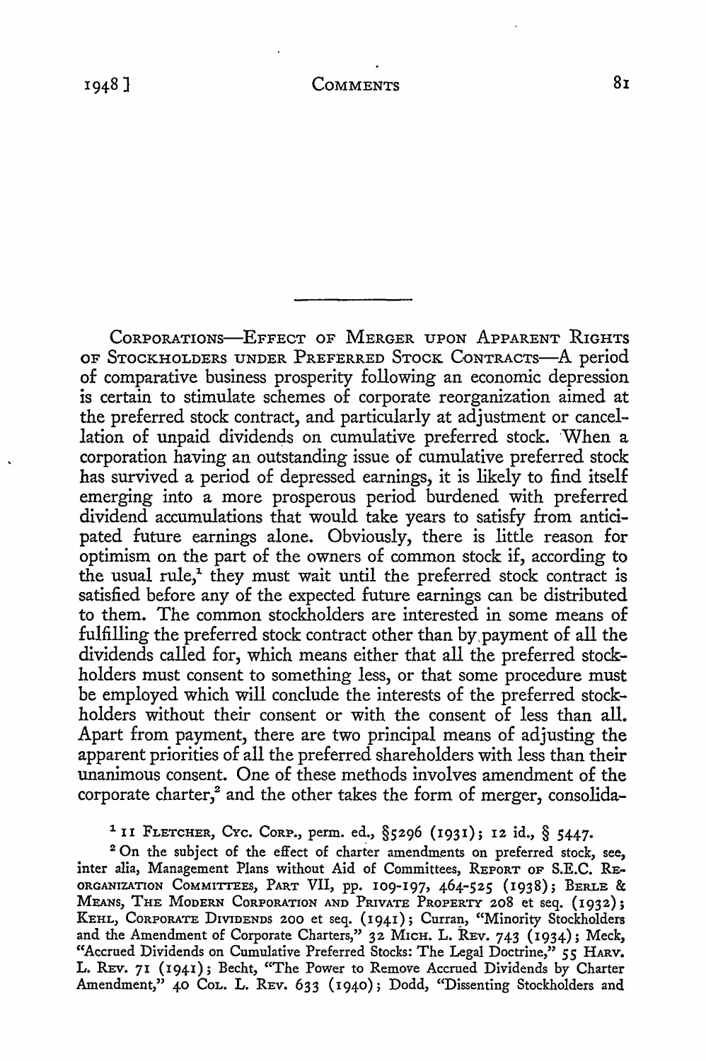---

Corporations—Effect of Merger upon Apparent Rights of Stockholders under Preferred Stock Contracts—A period of comparative business prosperity following an economic depression is certain to stimulate schemes of corporate reorganization aimed at the preferred stock contract, and particularly at adjustment or cancellation of unpaid dividends on cumulative preferred stock. When a corporation having an outstanding issue of cumulative preferred stock has survived a period of depressed earnings, it is likely to find itself emerging into a more prosperous period burdened with preferred dividend accumulations that would take years to satisfy from anticipated future earnings alone. Obviously, there is little reason for optimism on the part of the owners of common stock if, according to the usual rule,[1] they must wait until the preferred stock contract is satisfied before any of the expected future earnings can be distributed to them. The common stockholders are interested in some means of fulfilling the preferred stock contract other than by payment of all the dividends called for, which means either that all the preferred stockholders must consent to something less, or that some procedure must be employed which will conclude the interests of the preferred stockholders without their consent or with the consent of less than all. Apart from payment, there are two principal means of adjusting the apparent priorities of all the preferred shareholders with less than their unanimous consent. One of these methods involves amendment of the corporate charter,[2] and the other takes the form of merger, consolida-

[1] 11 Fletcher, Cyc. Corp., perm. ed., §5296 (1931); 12 id., § 5447.

[2] On the subject of the effect of charter amendments on preferred stock, see, inter alia, Management Plans without Aid of Committees, Report of S.E.C. Reorganization Committees, Part VII, pp. 109-197, 464-525 (1938); Berle & Means, The Modern Corporation and Private Property 208 et seq. (1932); Kehl, Corporate Dividends 200 et seq. (1941); Curran, "Minority Stockholders and the Amendment of Corporate Charters," 32 Mich. L. Rev. 743 (1934); Meck, "Accrued Dividends on Cumulative Preferred Stocks: The Legal Doctrine," 55 Harv. L. Rev. 71 (1941); Becht, "The Power to Remove Accrued Dividends by Charter Amendment," 40 Col. L. Rev. 633 (1940); Dodd, "Dissenting Stockholders and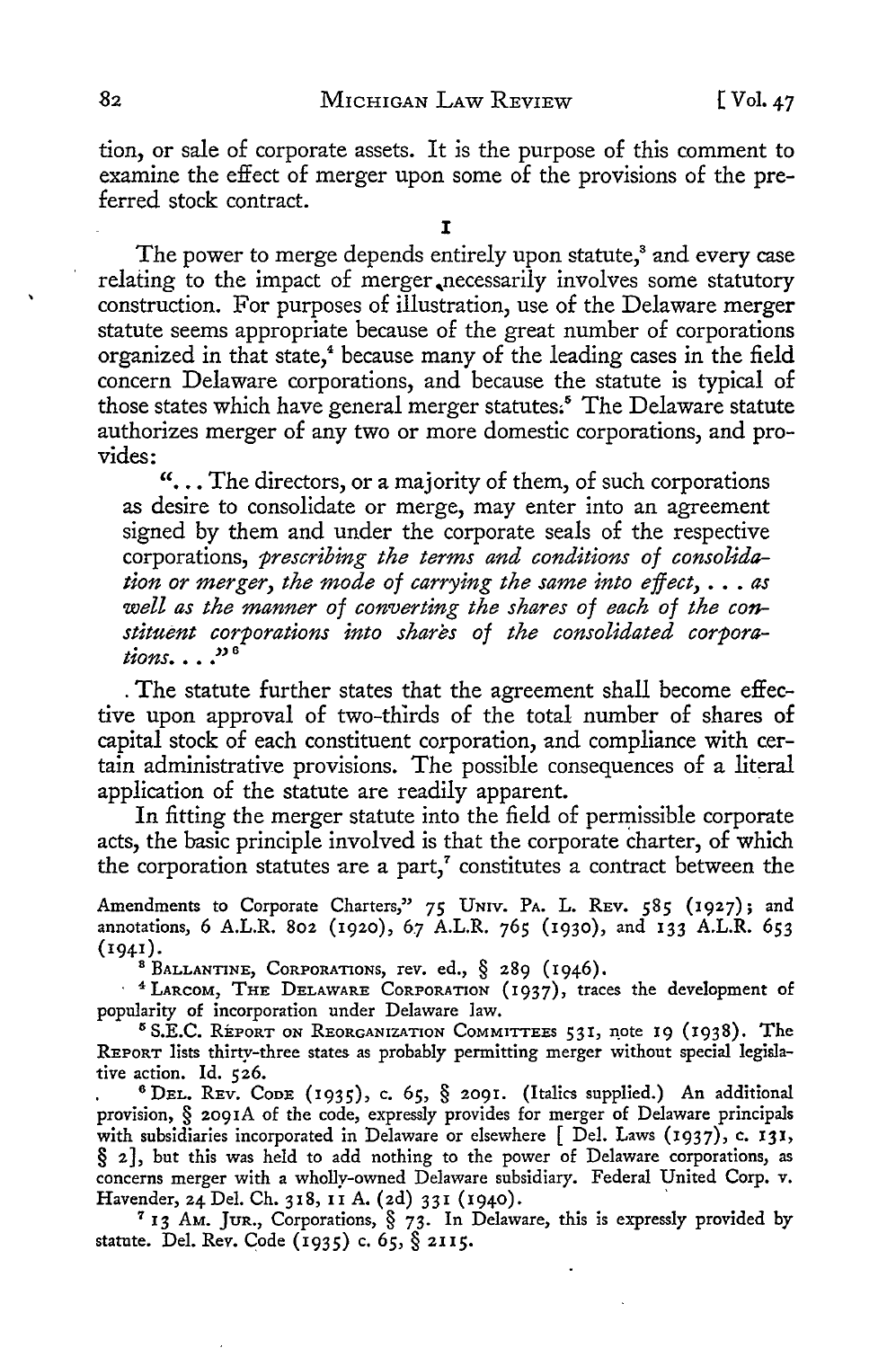tion, or sale of corporate assets. It is the purpose of this comment to examine the effect of merger upon some of the provisions of the preferred stock contract.

I

The power to merge depends entirely upon statute,[3] and every case relating to the impact of merger necessarily involves some statutory construction. For purposes of illustration, use of the Delaware merger statute seems appropriate because of the great number of corporations organized in that state,[4] because many of the leading cases in the field concern Delaware corporations, and because the statute is typical of those states which have general merger statutes.[5] The Delaware statute authorizes merger of any two or more domestic corporations, and provides:

> "... The directors, or a majority of them, of such corporations as desire to consolidate or merge, may enter into an agreement signed by them and under the corporate seals of the respective corporations, *prescribing the terms and conditions of consolidation or merger, the mode of carrying the same into effect, ... as well as the manner of converting the shares of each of the constituent corporations into shares of the consolidated corporations. ...*"[6]

The statute further states that the agreement shall become effective upon approval of two-thirds of the total number of shares of capital stock of each constituent corporation, and compliance with certain administrative provisions. The possible consequences of a literal application of the statute are readily apparent.

In fitting the merger statute into the field of permissible corporate acts, the basic principle involved is that the corporate charter, of which the corporation statutes are a part,[7] constitutes a contract between the

Amendments to Corporate Charters," 75 UNIV. PA. L. REV. 585 (1927); and annotations, 6 A.L.R. 802 (1920), 67 A.L.R. 765 (1930), and 133 A.L.R. 653 (1941).

[3] BALLANTINE, CORPORATIONS, rev. ed., § 289 (1946).

[4] LARCOM, THE DELAWARE CORPORATION (1937), traces the development of popularity of incorporation under Delaware law.

[5] S.E.C. REPORT ON REORGANIZATION COMMITTEES 531, note 19 (1938). The REPORT lists thirty-three states as probably permitting merger without special legislative action. Id. 526.

[6] DEL. REV. CODE (1935), c. 65, § 2091. (Italics supplied.) An additional provision, § 2091A of the code, expressly provides for merger of Delaware principals with subsidiaries incorporated in Delaware or elsewhere [ Del. Laws (1937), c. 131, § 2], but this was held to add nothing to the power of Delaware corporations, as concerns merger with a wholly-owned Delaware subsidiary. Federal United Corp. v. Havender, 24 Del. Ch. 318, 11 A. (2d) 331 (1940).

[7] 13 AM. JUR., Corporations, § 73. In Delaware, this is expressly provided by statute. Del. Rev. Code (1935) c. 65, § 2115.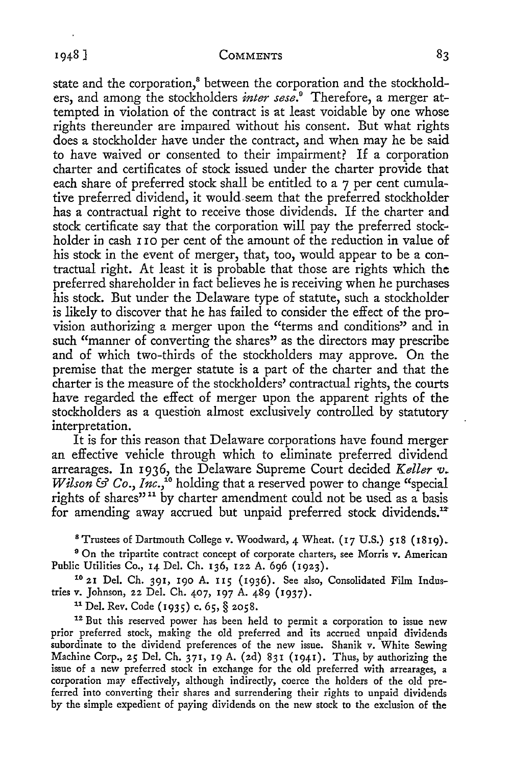state and the corporation,[8] between the corporation and the stockholders, and among the stockholders *inter sese*.[9] Therefore, a merger attempted in violation of the contract is at least voidable by one whose rights thereunder are impaired without his consent. But what rights does a stockholder have under the contract, and when may he be said to have waived or consented to their impairment? If a corporation charter and certificates of stock issued under the charter provide that each share of preferred stock shall be entitled to a 7 per cent cumulative preferred dividend, it would seem that the preferred stockholder has a contractual right to receive those dividends. If the charter and stock certificate say that the corporation will pay the preferred stockholder in cash 110 per cent of the amount of the reduction in value of his stock in the event of merger, that, too, would appear to be a contractual right. At least it is probable that those are rights which the preferred shareholder in fact believes he is receiving when he purchases his stock. But under the Delaware type of statute, such a stockholder is likely to discover that he has failed to consider the effect of the provision authorizing a merger upon the "terms and conditions" and in such "manner of converting the shares" as the directors may prescribe and of which two-thirds of the stockholders may approve. On the premise that the merger statute is a part of the charter and that the charter is the measure of the stockholders' contractual rights, the courts have regarded the effect of merger upon the apparent rights of the stockholders as a question almost exclusively controlled by statutory interpretation.

It is for this reason that Delaware corporations have found merger an effective vehicle through which to eliminate preferred dividend arrearages. In 1936, the Delaware Supreme Court decided *Keller v. Wilson & Co., Inc.*,[10] holding that a reserved power to change "special rights of shares"[11] by charter amendment could not be used as a basis for amending away accrued but unpaid preferred stock dividends.[12]

---

[8] Trustees of Dartmouth College v. Woodward, 4 Wheat. (17 U.S.) 518 (1819).

[9] On the tripartite contract concept of corporate charters, see Morris v. American Public Utilities Co., 14 Del. Ch. 136, 122 A. 696 (1923).

[10] 21 Del. Ch. 391, 190 A. 115 (1936). See also, Consolidated Film Industries v. Johnson, 22 Del. Ch. 407, 197 A. 489 (1937).

[11] Del. Rev. Code (1935) c. 65, § 2058.

[12] But this reserved power has been held to permit a corporation to issue new prior preferred stock, making the old preferred and its accrued unpaid dividends subordinate to the dividend preferences of the new issue. Shanik v. White Sewing Machine Corp., 25 Del. Ch. 371, 19 A. (2d) 831 (1941). Thus, by authorizing the issue of a new preferred stock in exchange for the old preferred with arrearages, a corporation may effectively, although indirectly, coerce the holders of the old preferred into converting their shares and surrendering their rights to unpaid dividends by the simple expedient of paying dividends on the new stock to the exclusion of the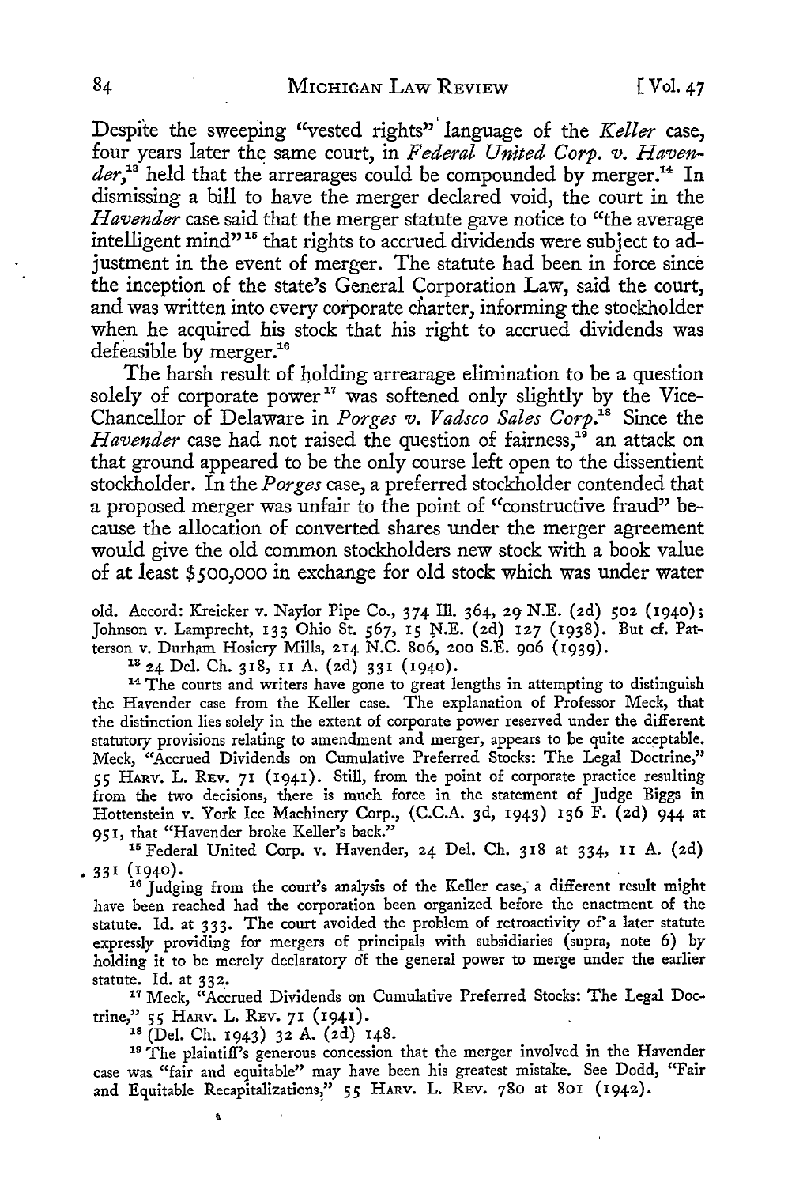Despite the sweeping "vested rights" language of the *Keller* case, four years later the same court, in *Federal United Corp. v. Havender*,[13] held that the arrearages could be compounded by merger.[14] In dismissing a bill to have the merger declared void, the court in the *Havender* case said that the merger statute gave notice to "the average intelligent mind"[15] that rights to accrued dividends were subject to adjustment in the event of merger. The statute had been in force since the inception of the state's General Corporation Law, said the court, and was written into every corporate charter, informing the stockholder when he acquired his stock that his right to accrued dividends was defeasible by merger.[16]

The harsh result of holding arrearage elimination to be a question solely of corporate power[17] was softened only slightly by the Vice-Chancellor of Delaware in *Porges v. Vadsco Sales Corp.*[18] Since the *Havender* case had not raised the question of fairness,[19] an attack on that ground appeared to be the only course left open to the dissentient stockholder. In the *Porges* case, a preferred stockholder contended that a proposed merger was unfair to the point of "constructive fraud" because the allocation of converted shares under the merger agreement would give the old common stockholders new stock with a book value of at least $500,000 in exchange for old stock which was under water

---

old. Accord: Kreicker v. Naylor Pipe Co., 374 Ill. 364, 29 N.E. (2d) 502 (1940); Johnson v. Lamprecht, 133 Ohio St. 567, 15 N.E. (2d) 127 (1938). But cf. Patterson v. Durham Hosiery Mills, 214 N.C. 806, 200 S.E. 906 (1939).

[13] 24 Del. Ch. 318, 11 A. (2d) 331 (1940).

[14] The courts and writers have gone to great lengths in attempting to distinguish the Havender case from the Keller case. The explanation of Professor Meck, that the distinction lies solely in the extent of corporate power reserved under the different statutory provisions relating to amendment and merger, appears to be quite acceptable. Meck, "Accrued Dividends on Cumulative Preferred Stocks: The Legal Doctrine," 55 Harv. L. Rev. 71 (1941). Still, from the point of corporate practice resulting from the two decisions, there is much force in the statement of Judge Biggs in Hottenstein v. York Ice Machinery Corp., (C.C.A. 3d, 1943) 136 F. (2d) 944 at 951, that "Havender broke Keller's back."

[15] Federal United Corp. v. Havender, 24 Del. Ch. 318 at 334, 11 A. (2d) 331 (1940).

[16] Judging from the court's analysis of the Keller case, a different result might have been reached had the corporation been organized before the enactment of the statute. Id. at 333. The court avoided the problem of retroactivity of a later statute expressly providing for mergers of principals with subsidiaries (supra, note 6) by holding it to be merely declaratory of the general power to merge under the earlier statute. Id. at 332.

[17] Meck, "Accrued Dividends on Cumulative Preferred Stocks: The Legal Doctrine," 55 Harv. L. Rev. 71 (1941).

[18] (Del. Ch. 1943) 32 A. (2d) 148.

[19] The plaintiff's generous concession that the merger involved in the Havender case was "fair and equitable" may have been his greatest mistake. See Dodd, "Fair and Equitable Recapitalizations," 55 Harv. L. Rev. 780 at 801 (1942).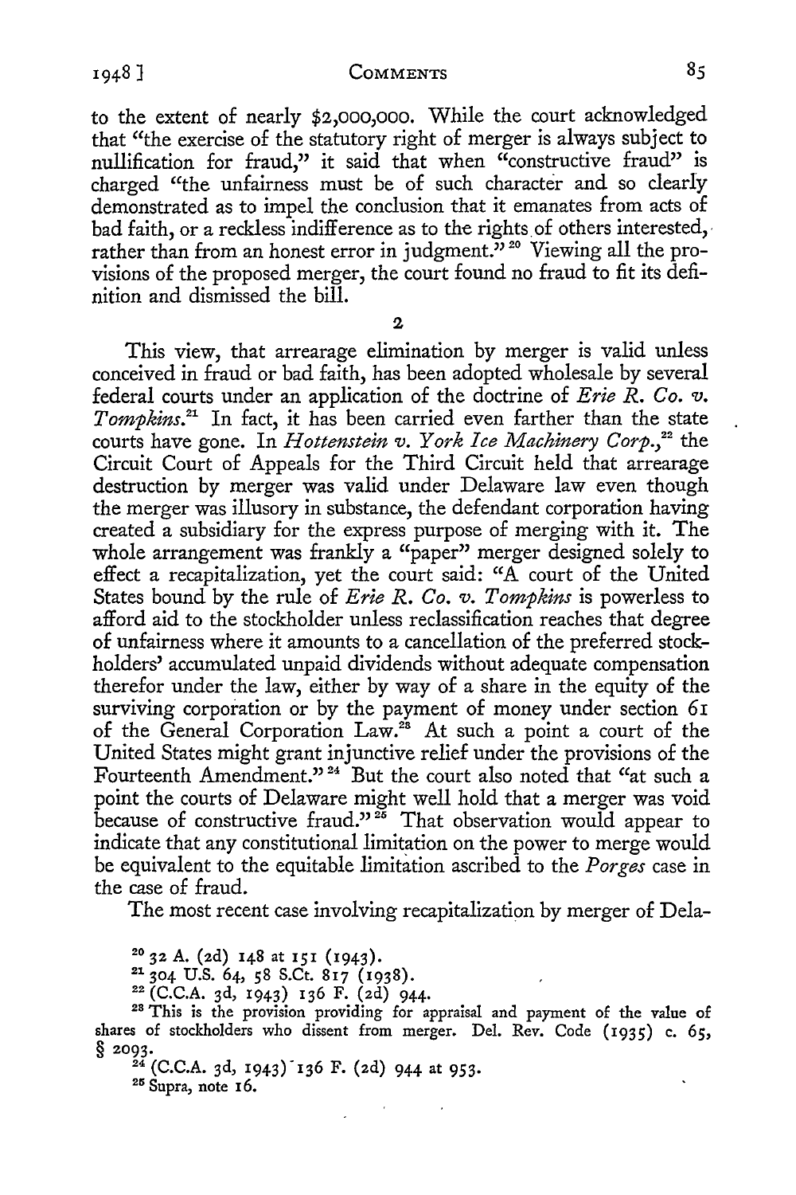to the extent of nearly $2,000,000. While the court acknowledged that "the exercise of the statutory right of merger is always subject to nullification for fraud," it said that when "constructive fraud" is charged "the unfairness must be of such character and so clearly demonstrated as to impel the conclusion that it emanates from acts of bad faith, or a reckless indifference as to the rights of others interested, rather than from an honest error in judgment."[20] Viewing all the provisions of the proposed merger, the court found no fraud to fit its definition and dismissed the bill.

2

This view, that arrearage elimination by merger is valid unless conceived in fraud or bad faith, has been adopted wholesale by several federal courts under an application of the doctrine of *Erie R. Co. v. Tompkins.*[21] In fact, it has been carried even farther than the state courts have gone. In *Hottenstein v. York Ice Machinery Corp.,*[22] the Circuit Court of Appeals for the Third Circuit held that arrearage destruction by merger was valid under Delaware law even though the merger was illusory in substance, the defendant corporation having created a subsidiary for the express purpose of merging with it. The whole arrangement was frankly a "paper" merger designed solely to effect a recapitalization, yet the court said: "A court of the United States bound by the rule of *Erie R. Co. v. Tompkins* is powerless to afford aid to the stockholder unless reclassification reaches that degree of unfairness where it amounts to a cancellation of the preferred stockholders' accumulated unpaid dividends without adequate compensation therefor under the law, either by way of a share in the equity of the surviving corporation or by the payment of money under section 61 of the General Corporation Law.[23] At such a point a court of the United States might grant injunctive relief under the provisions of the Fourteenth Amendment."[24] But the court also noted that "at such a point the courts of Delaware might well hold that a merger was void because of constructive fraud."[25] That observation would appear to indicate that any constitutional limitation on the power to merge would be equivalent to the equitable limitation ascribed to the *Porges* case in the case of fraud.

The most recent case involving recapitalization by merger of Dela-

[20] 32 A. (2d) 148 at 151 (1943).

[21] 304 U.S. 64, 58 S.Ct. 817 (1938).

[22] (C.C.A. 3d, 1943) 136 F. (2d) 944.

[23] This is the provision providing for appraisal and payment of the value of shares of stockholders who dissent from merger. Del. Rev. Code (1935) c. 65, § 2093.

[24] (C.C.A. 3d, 1943) 136 F. (2d) 944 at 953.

[25] Supra, note 16.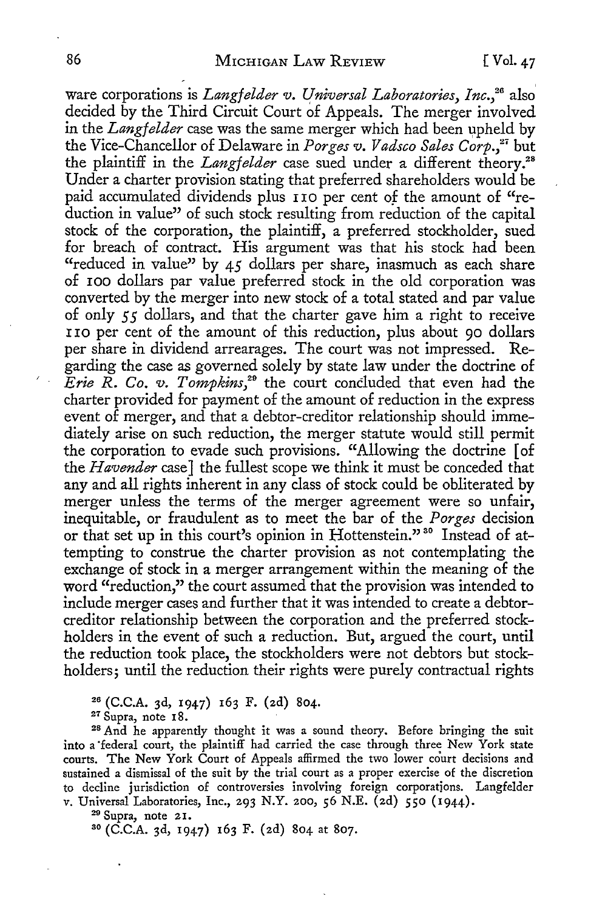ware corporations is *Langfelder v. Universal Laboratories, Inc.*,[26] also decided by the Third Circuit Court of Appeals. The merger involved in the *Langfelder* case was the same merger which had been upheld by the Vice-Chancellor of Delaware in *Porges v. Vadsco Sales Corp.*,[27] but the plaintiff in the *Langfelder* case sued under a different theory.[28] Under a charter provision stating that preferred shareholders would be paid accumulated dividends plus 110 per cent of the amount of "reduction in value" of such stock resulting from reduction of the capital stock of the corporation, the plaintiff, a preferred stockholder, sued for breach of contract. His argument was that his stock had been "reduced in value" by 45 dollars per share, inasmuch as each share of 100 dollars par value preferred stock in the old corporation was converted by the merger into new stock of a total stated and par value of only 55 dollars, and that the charter gave him a right to receive 110 per cent of the amount of this reduction, plus about 90 dollars per share in dividend arrearages. The court was not impressed. Regarding the case as governed solely by state law under the doctrine of *Erie R. Co. v. Tompkins*,[29] the court concluded that even had the charter provided for payment of the amount of reduction in the express event of merger, and that a debtor-creditor relationship should immediately arise on such reduction, the merger statute would still permit the corporation to evade such provisions. "Allowing the doctrine [of the *Havender* case] the fullest scope we think it must be conceded that any and all rights inherent in any class of stock could be obliterated by merger unless the terms of the merger agreement were so unfair, inequitable, or fraudulent as to meet the bar of the *Porges* decision or that set up in this court's opinion in Hottenstein."[30] Instead of attempting to construe the charter provision as not contemplating the exchange of stock in a merger arrangement within the meaning of the word "reduction," the court assumed that the provision was intended to include merger cases and further that it was intended to create a debtor-creditor relationship between the corporation and the preferred stockholders in the event of such a reduction. But, argued the court, until the reduction took place, the stockholders were not debtors but stockholders; until the reduction their rights were purely contractual rights

[26] (C.C.A. 3d, 1947) 163 F. (2d) 804.

[27] Supra, note 18.

[28] And he apparently thought it was a sound theory. Before bringing the suit into a federal court, the plaintiff had carried the case through three New York state courts. The New York Court of Appeals affirmed the two lower court decisions and sustained a dismissal of the suit by the trial court as a proper exercise of the discretion to decline jurisdiction of controversies involving foreign corporations. Langfelder v. Universal Laboratories, Inc., 293 N.Y. 200, 56 N.E. (2d) 550 (1944).

[29] Supra, note 21.

[30] (C.C.A. 3d, 1947) 163 F. (2d) 804 at 807.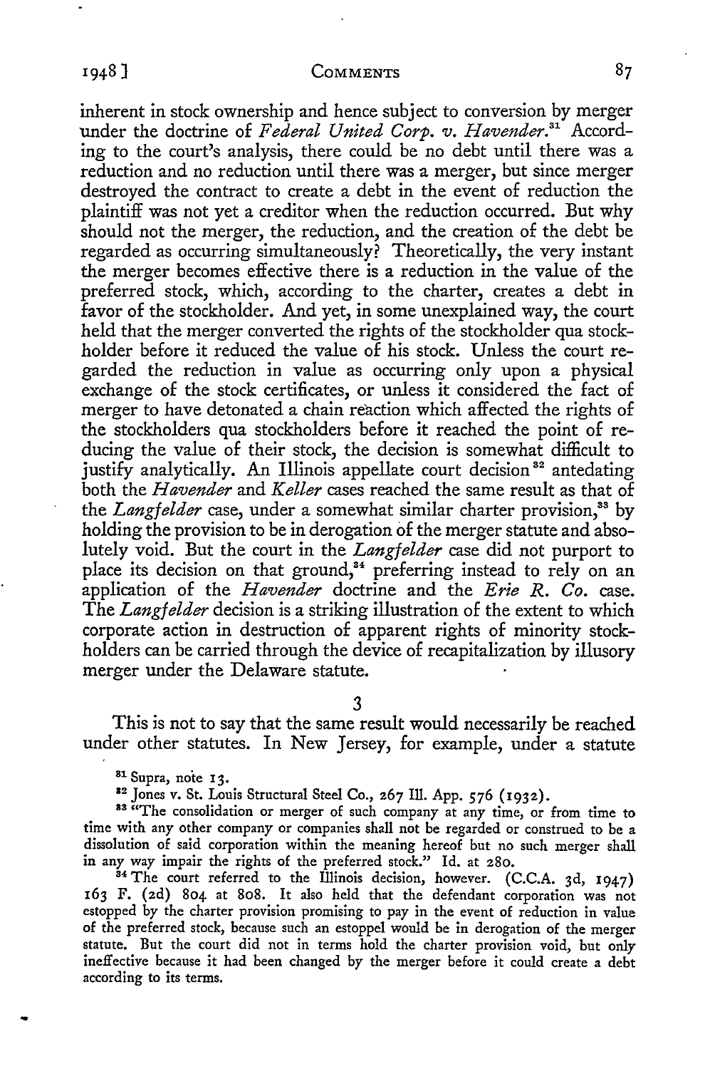inherent in stock ownership and hence subject to conversion by merger under the doctrine of *Federal United Corp. v. Havender.*[31] According to the court's analysis, there could be no debt until there was a reduction and no reduction until there was a merger, but since merger destroyed the contract to create a debt in the event of reduction the plaintiff was not yet a creditor when the reduction occurred. But why should not the merger, the reduction, and the creation of the debt be regarded as occurring simultaneously? Theoretically, the very instant the merger becomes effective there is a reduction in the value of the preferred stock, which, according to the charter, creates a debt in favor of the stockholder. And yet, in some unexplained way, the court held that the merger converted the rights of the stockholder qua stockholder before it reduced the value of his stock. Unless the court regarded the reduction in value as occurring only upon a physical exchange of the stock certificates, or unless it considered the fact of merger to have detonated a chain reaction which affected the rights of the stockholders qua stockholders before it reached the point of reducing the value of their stock, the decision is somewhat difficult to justify analytically. An Illinois appellate court decision[32] antedating both the *Havender* and *Keller* cases reached the same result as that of the *Langfelder* case, under a somewhat similar charter provision,[33] by holding the provision to be in derogation of the merger statute and absolutely void. But the court in the *Langfelder* case did not purport to place its decision on that ground,[34] preferring instead to rely on an application of the *Havender* doctrine and the *Erie R. Co.* case. The *Langfelder* decision is a striking illustration of the extent to which corporate action in destruction of apparent rights of minority stockholders can be carried through the device of recapitalization by illusory merger under the Delaware statute.

3

This is not to say that the same result would necessarily be reached under other statutes. In New Jersey, for example, under a statute

[31] Supra, note 13.

[32] Jones v. St. Louis Structural Steel Co., 267 Ill. App. 576 (1932).

[33] "The consolidation or merger of such company at any time, or from time to time with any other company or companies shall not be regarded or construed to be a dissolution of said corporation within the meaning hereof but no such merger shall in any way impair the rights of the preferred stock." Id. at 280.

[34] The court referred to the Illinois decision, however. (C.C.A. 3d, 1947) 163 F. (2d) 804 at 808. It also held that the defendant corporation was not estopped by the charter provision promising to pay in the event of reduction in value of the preferred stock, because such an estoppel would be in derogation of the merger statute. But the court did not in terms hold the charter provision void, but only ineffective because it had been changed by the merger before it could create a debt according to its terms.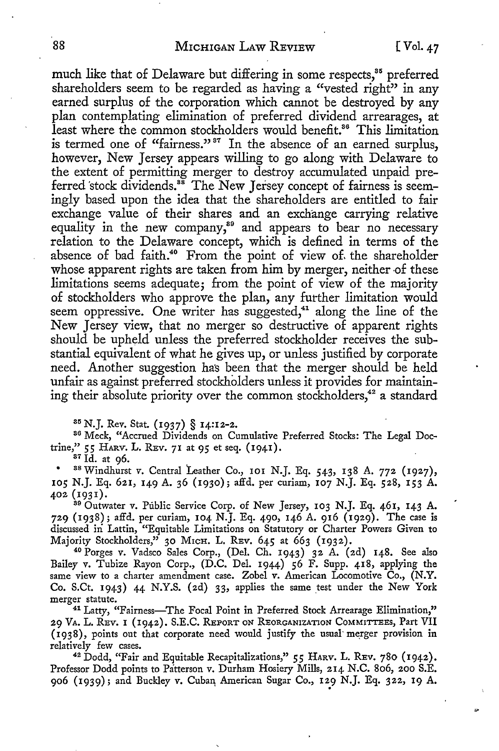much like that of Delaware but differing in some respects,[35] preferred shareholders seem to be regarded as having a "vested right" in any earned surplus of the corporation which cannot be destroyed by any plan contemplating elimination of preferred dividend arrearages, at least where the common stockholders would benefit.[36] This limitation is termed one of "fairness."[37] In the absence of an earned surplus, however, New Jersey appears willing to go along with Delaware to the extent of permitting merger to destroy accumulated unpaid preferred stock dividends.[38] The New Jersey concept of fairness is seemingly based upon the idea that the shareholders are entitled to fair exchange value of their shares and an exchange carrying relative equality in the new company,[39] and appears to bear no necessary relation to the Delaware concept, which is defined in terms of the absence of bad faith.[40] From the point of view of the shareholder whose apparent rights are taken from him by merger, neither of these limitations seems adequate; from the point of view of the majority of stockholders who approve the plan, any further limitation would seem oppressive. One writer has suggested,[41] along the line of the New Jersey view, that no merger so destructive of apparent rights should be upheld unless the preferred stockholder receives the substantial equivalent of what he gives up, or unless justified by corporate need. Another suggestion has been that the merger should be held unfair as against preferred stockholders unless it provides for maintaining their absolute priority over the common stockholders,[42] a standard

---

[35] N.J. Rev. Stat. (1937) § 14:12-2.

[36] Meck, "Accrued Dividends on Cumulative Preferred Stocks: The Legal Doctrine," 55 HARV. L. REV. 71 at 95 et seq. (1941).

[37] Id. at 96.

[38] Windhurst v. Central Leather Co., 101 N.J. Eq. 543, 138 A. 772 (1927), 105 N.J. Eq. 621, 149 A. 36 (1930); affd. per curiam, 107 N.J. Eq. 528, 153 A. 402 (1931).

[39] Outwater v. Public Service Corp. of New Jersey, 103 N.J. Eq. 461, 143 A. 729 (1938); affd. per curiam, 104 N.J. Eq. 490, 146 A. 916 (1929). The case is discussed in Lattin, "Equitable Limitations on Statutory or Charter Powers Given to Majority Stockholders," 30 MICH. L. REV. 645 at 663 (1932).

[40] Porges v. Vadsco Sales Corp., (Del. Ch. 1943) 32 A. (2d) 148. See also Bailey v. Tubize Rayon Corp., (D.C. Del. 1944) 56 F. Supp. 418, applying the same view to a charter amendment case. Zobel v. American Locomotive Co., (N.Y. Co. S.Ct. 1943) 44 N.Y.S. (2d) 33, applies the same test under the New York merger statute.

[41] Latty, "Fairness—The Focal Point in Preferred Stock Arrearage Elimination," 29 VA. L. REV. 1 (1942). S.E.C. REPORT ON REORGANIZATION COMMITTEES, Part VII (1938), points out that corporate need would justify the usual merger provision in relatively few cases.

[42] Dodd, "Fair and Equitable Recapitalizations," 55 HARV. L. REV. 780 (1942). Professor Dodd points to Patterson v. Durham Hosiery Mills, 214 N.C. 806, 200 S.E. 906 (1939); and Buckley v. Cuban American Sugar Co., 129 N.J. Eq. 322, 19 A.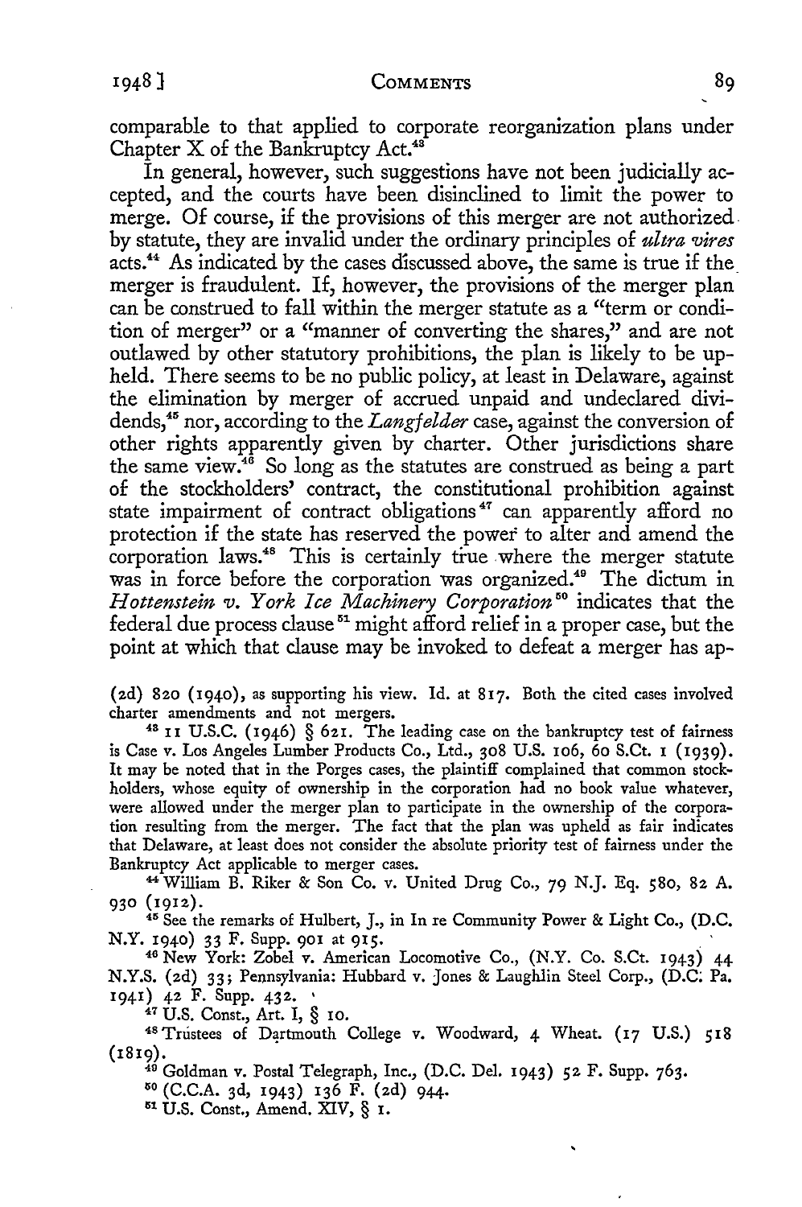comparable to that applied to corporate reorganization plans under Chapter X of the Bankruptcy Act.[43]

In general, however, such suggestions have not been judicially accepted, and the courts have been disinclined to limit the power to merge. Of course, if the provisions of this merger are not authorized by statute, they are invalid under the ordinary principles of *ultra vires* acts.[44] As indicated by the cases discussed above, the same is true if the merger is fraudulent. If, however, the provisions of the merger plan can be construed to fall within the merger statute as a "term or condition of merger" or a "manner of converting the shares," and are not outlawed by other statutory prohibitions, the plan is likely to be upheld. There seems to be no public policy, at least in Delaware, against the elimination by merger of accrued unpaid and undeclared dividends,[45] nor, according to the *Langfelder* case, against the conversion of other rights apparently given by charter. Other jurisdictions share the same view.[46] So long as the statutes are construed as being a part of the stockholders' contract, the constitutional prohibition against state impairment of contract obligations[47] can apparently afford no protection if the state has reserved the power to alter and amend the corporation laws.[48] This is certainly true where the merger statute was in force before the corporation was organized.[49] The dictum in *Hottenstein v. York Ice Machinery Corporation*[50] indicates that the federal due process clause[51] might afford relief in a proper case, but the point at which that clause may be invoked to defeat a merger has ap-

(2d) 820 (1940), as supporting his view. Id. at 817. Both the cited cases involved charter amendments and not mergers.

[43] 11 U.S.C. (1946) § 621. The leading case on the bankruptcy test of fairness is Case v. Los Angeles Lumber Products Co., Ltd., 308 U.S. 106, 60 S.Ct. 1 (1939). It may be noted that in the Porges cases, the plaintiff complained that common stockholders, whose equity of ownership in the corporation had no book value whatever, were allowed under the merger plan to participate in the ownership of the corporation resulting from the merger. The fact that the plan was upheld as fair indicates that Delaware, at least does not consider the absolute priority test of fairness under the Bankruptcy Act applicable to merger cases.

[44] William B. Riker & Son Co. v. United Drug Co., 79 N.J. Eq. 580, 82 A. 930 (1912).

[45] See the remarks of Hulbert, J., in In re Community Power & Light Co., (D.C. N.Y. 1940) 33 F. Supp. 901 at 915.

[46] New York: Zobel v. American Locomotive Co., (N.Y. Co. S.Ct. 1943) 44 N.Y.S. (2d) 33; Pennsylvania: Hubbard v. Jones & Laughlin Steel Corp., (D.C. Pa. 1941) 42 F. Supp. 432.

[47] U.S. Const., Art. I, § 10.

[48] Trustees of Dartmouth College v. Woodward, 4 Wheat. (17 U.S.) 518 (1819).

[49] Goldman v. Postal Telegraph, Inc., (D.C. Del. 1943) 52 F. Supp. 763.

[50] (C.C.A. 3d, 1943) 136 F. (2d) 944.

[51] U.S. Const., Amend. XIV, § 1.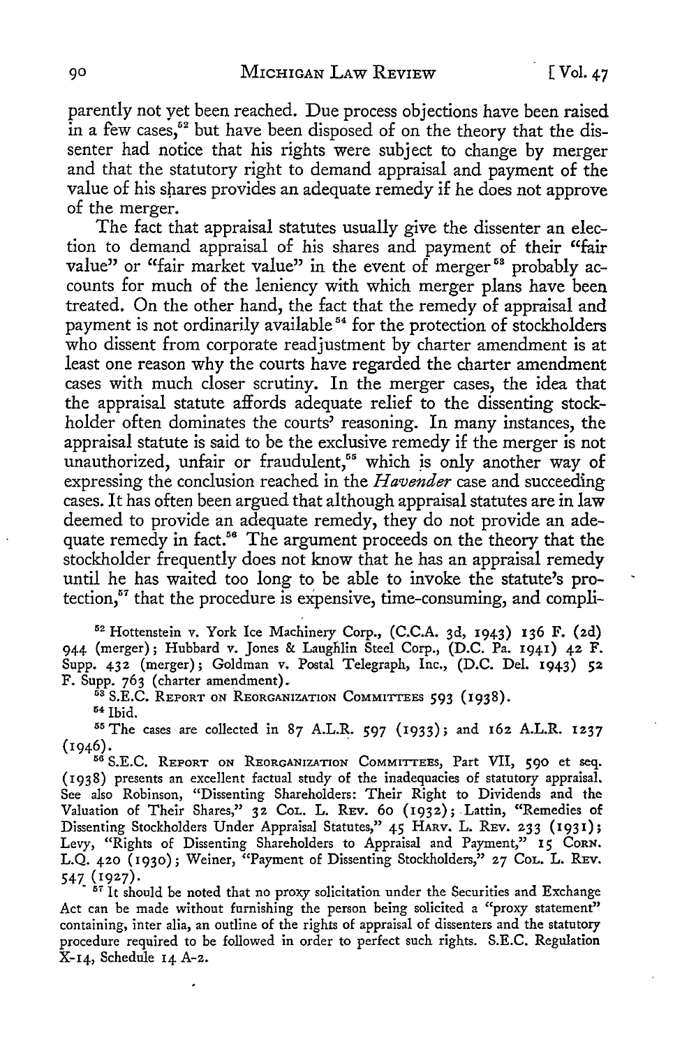parently not yet been reached. Due process objections have been raised in a few cases,[52] but have been disposed of on the theory that the dissenter had notice that his rights were subject to change by merger and that the statutory right to demand appraisal and payment of the value of his shares provides an adequate remedy if he does not approve of the merger.

The fact that appraisal statutes usually give the dissenter an election to demand appraisal of his shares and payment of their "fair value" or "fair market value" in the event of merger[53] probably accounts for much of the leniency with which merger plans have been treated. On the other hand, the fact that the remedy of appraisal and payment is not ordinarily available[54] for the protection of stockholders who dissent from corporate readjustment by charter amendment is at least one reason why the courts have regarded the charter amendment cases with much closer scrutiny. In the merger cases, the idea that the appraisal statute affords adequate relief to the dissenting stockholder often dominates the courts' reasoning. In many instances, the appraisal statute is said to be the exclusive remedy if the merger is not unauthorized, unfair or fraudulent,[55] which is only another way of expressing the conclusion reached in the *Havender* case and succeeding cases. It has often been argued that although appraisal statutes are in law deemed to provide an adequate remedy, they do not provide an adequate remedy in fact.[56] The argument proceeds on the theory that the stockholder frequently does not know that he has an appraisal remedy until he has waited too long to be able to invoke the statute's protection,[57] that the procedure is expensive, time-consuming, and compli-

---

[52] Hottenstein v. York Ice Machinery Corp., (C.C.A. 3d, 1943) 136 F. (2d) 944 (merger); Hubbard v. Jones & Laughlin Steel Corp., (D.C. Pa. 1941) 42 F. Supp. 432 (merger); Goldman v. Postal Telegraph, Inc., (D.C. Del. 1943) 52 F. Supp. 763 (charter amendment).

[53] S.E.C. REPORT ON REORGANIZATION COMMITTEES 593 (1938).

[54] Ibid.

[55] The cases are collected in 87 A.L.R. 597 (1933); and 162 A.L.R. 1237 (1946).

[56] S.E.C. REPORT ON REORGANIZATION COMMITTEES, Part VII, 590 et seq. (1938) presents an excellent factual study of the inadequacies of statutory appraisal. See also Robinson, "Dissenting Shareholders: Their Right to Dividends and the Valuation of Their Shares," 32 COL. L. REV. 60 (1932); Lattin, "Remedies of Dissenting Stockholders Under Appraisal Statutes," 45 HARV. L. REV. 233 (1931); Levy, "Rights of Dissenting Shareholders to Appraisal and Payment," 15 CORN. L.Q. 420 (1930); Weiner, "Payment of Dissenting Stockholders," 27 COL. L. REV. 547 (1927).

[57] It should be noted that no proxy solicitation under the Securities and Exchange Act can be made without furnishing the person being solicited a "proxy statement" containing, inter alia, an outline of the rights of appraisal of dissenters and the statutory procedure required to be followed in order to perfect such rights. S.E.C. Regulation X-14, Schedule 14 A-2.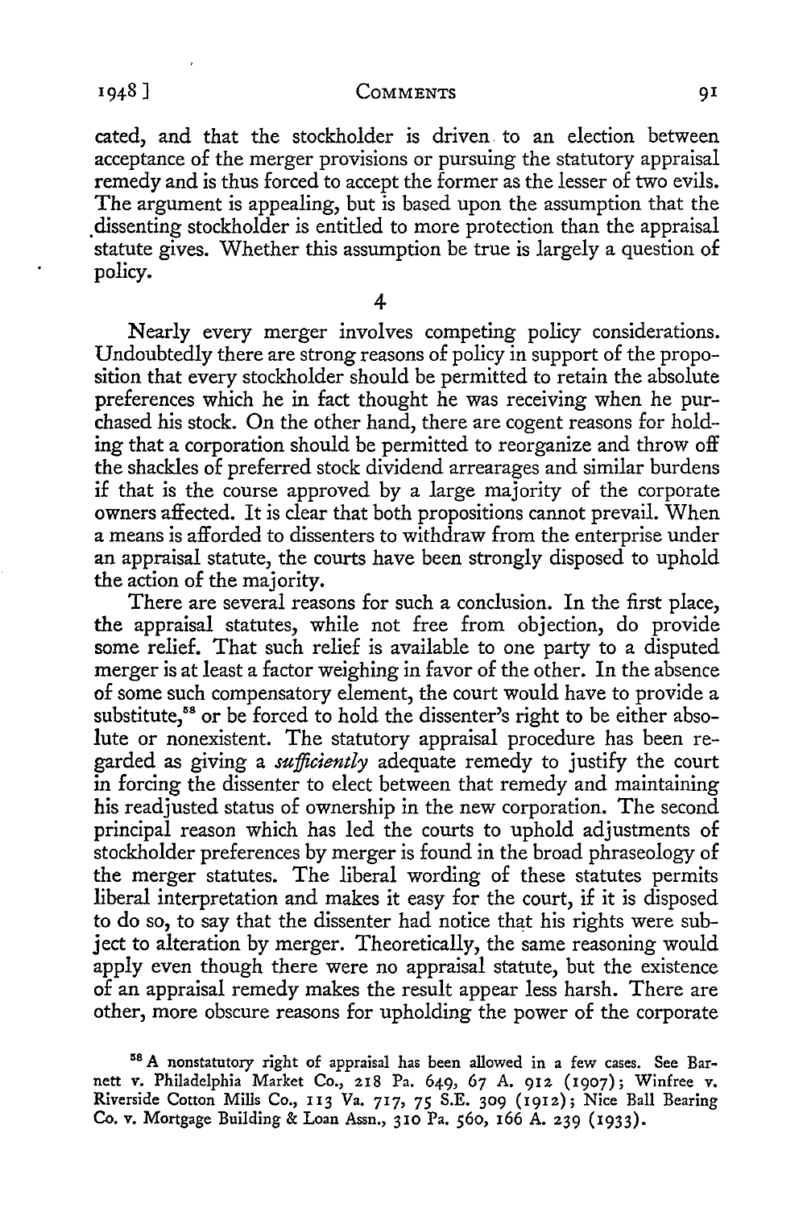cated, and that the stockholder is driven to an election between acceptance of the merger provisions or pursuing the statutory appraisal remedy and is thus forced to accept the former as the lesser of two evils. The argument is appealing, but is based upon the assumption that the dissenting stockholder is entitled to more protection than the appraisal statute gives. Whether this assumption be true is largely a question of policy.

4

Nearly every merger involves competing policy considerations. Undoubtedly there are strong reasons of policy in support of the proposition that every stockholder should be permitted to retain the absolute preferences which he in fact thought he was receiving when he purchased his stock. On the other hand, there are cogent reasons for holding that a corporation should be permitted to reorganize and throw off the shackles of preferred stock dividend arrearages and similar burdens if that is the course approved by a large majority of the corporate owners affected. It is clear that both propositions cannot prevail. When a means is afforded to dissenters to withdraw from the enterprise under an appraisal statute, the courts have been strongly disposed to uphold the action of the majority.

There are several reasons for such a conclusion. In the first place, the appraisal statutes, while not free from objection, do provide some relief. That such relief is available to one party to a disputed merger is at least a factor weighing in favor of the other. In the absence of some such compensatory element, the court would have to provide a substitute,[58] or be forced to hold the dissenter's right to be either absolute or nonexistent. The statutory appraisal procedure has been regarded as giving a *sufficiently* adequate remedy to justify the court in forcing the dissenter to elect between that remedy and maintaining his readjusted status of ownership in the new corporation. The second principal reason which has led the courts to uphold adjustments of stockholder preferences by merger is found in the broad phraseology of the merger statutes. The liberal wording of these statutes permits liberal interpretation and makes it easy for the court, if it is disposed to do so, to say that the dissenter had notice that his rights were subject to alteration by merger. Theoretically, the same reasoning would apply even though there were no appraisal statute, but the existence of an appraisal remedy makes the result appear less harsh. There are other, more obscure reasons for upholding the power of the corporate

[58] A nonstatutory right of appraisal has been allowed in a few cases. See Barnett v. Philadelphia Market Co., 218 Pa. 649, 67 A. 912 (1907); Winfree v. Riverside Cotton Mills Co., 113 Va. 717, 75 S.E. 309 (1912); Nice Ball Bearing Co. v. Mortgage Building & Loan Assn., 310 Pa. 560, 166 A. 239 (1933).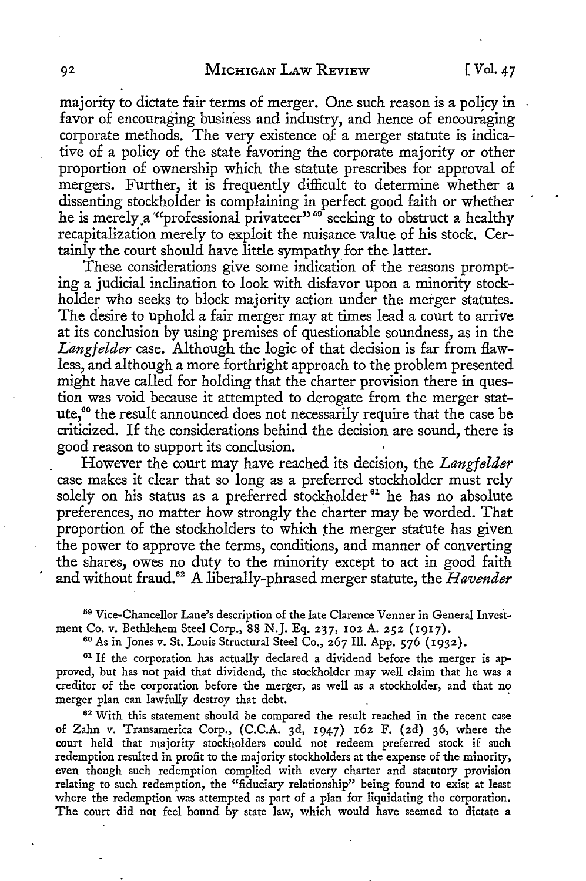majority to dictate fair terms of merger. One such reason is a policy in favor of encouraging business and industry, and hence of encouraging corporate methods. The very existence of a merger statute is indicative of a policy of the state favoring the corporate majority or other proportion of ownership which the statute prescribes for approval of mergers. Further, it is frequently difficult to determine whether a dissenting stockholder is complaining in perfect good faith or whether he is merely a "professional privateer"[59] seeking to obstruct a healthy recapitalization merely to exploit the nuisance value of his stock. Certainly the court should have little sympathy for the latter.

These considerations give some indication of the reasons prompting a judicial inclination to look with disfavor upon a minority stockholder who seeks to block majority action under the merger statutes. The desire to uphold a fair merger may at times lead a court to arrive at its conclusion by using premises of questionable soundness, as in the *Langfelder* case. Although the logic of that decision is far from flawless, and although a more forthright approach to the problem presented might have called for holding that the charter provision there in question was void because it attempted to derogate from the merger statute,[60] the result announced does not necessarily require that the case be criticized. If the considerations behind the decision are sound, there is good reason to support its conclusion.

However the court may have reached its decision, the *Langfelder* case makes it clear that so long as a preferred stockholder must rely solely on his status as a preferred stockholder[61] he has no absolute preferences, no matter how strongly the charter may be worded. That proportion of the stockholders to which the merger statute has given the power to approve the terms, conditions, and manner of converting the shares, owes no duty to the minority except to act in good faith and without fraud.[62] A liberally-phrased merger statute, the *Havender*

---

[59] Vice-Chancellor Lane's description of the late Clarence Venner in General Investment Co. v. Bethlehem Steel Corp., 88 N.J. Eq. 237, 102 A. 252 (1917).

[60] As in Jones v. St. Louis Structural Steel Co., 267 Ill. App. 576 (1932).

[61] If the corporation has actually declared a dividend before the merger is approved, but has not paid that dividend, the stockholder may well claim that he was a creditor of the corporation before the merger, as well as a stockholder, and that no merger plan can lawfully destroy that debt.

[62] With this statement should be compared the result reached in the recent case of Zahn v. Transamerica Corp., (C.C.A. 3d, 1947) 162 F. (2d) 36, where the court held that majority stockholders could not redeem preferred stock if such redemption resulted in profit to the majority stockholders at the expense of the minority, even though such redemption complied with every charter and statutory provision relating to such redemption, the "fiduciary relationship" being found to exist at least where the redemption was attempted as part of a plan for liquidating the corporation. The court did not feel bound by state law, which would have seemed to dictate a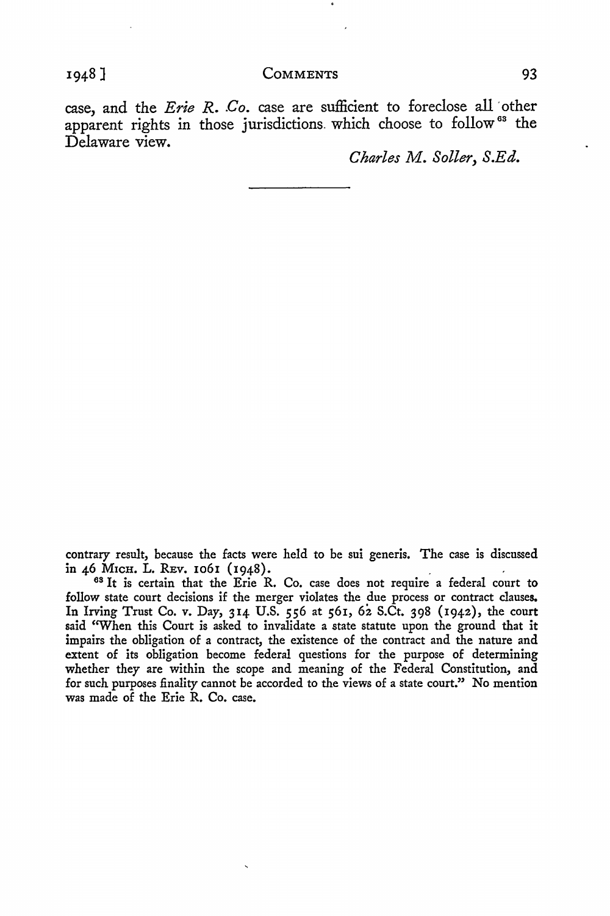case, and the *Erie R. Co.* case are sufficient to foreclose all other apparent rights in those jurisdictions which choose to follow[63] the Delaware view.

*Charles M. Soller, S.Ed.*

---

contrary result, because the facts were held to be sui generis. The case is discussed in 46 MICH. L. REV. 1061 (1948).

[63] It is certain that the Erie R. Co. case does not require a federal court to follow state court decisions if the merger violates the due process or contract clauses. In Irving Trust Co. v. Day, 314 U.S. 556 at 561, 62 S.Ct. 398 (1942), the court said "When this Court is asked to invalidate a state statute upon the ground that it impairs the obligation of a contract, the existence of the contract and the nature and extent of its obligation become federal questions for the purpose of determining whether they are within the scope and meaning of the Federal Constitution, and for such purposes finality cannot be accorded to the views of a state court." No mention was made of the Erie R. Co. case.